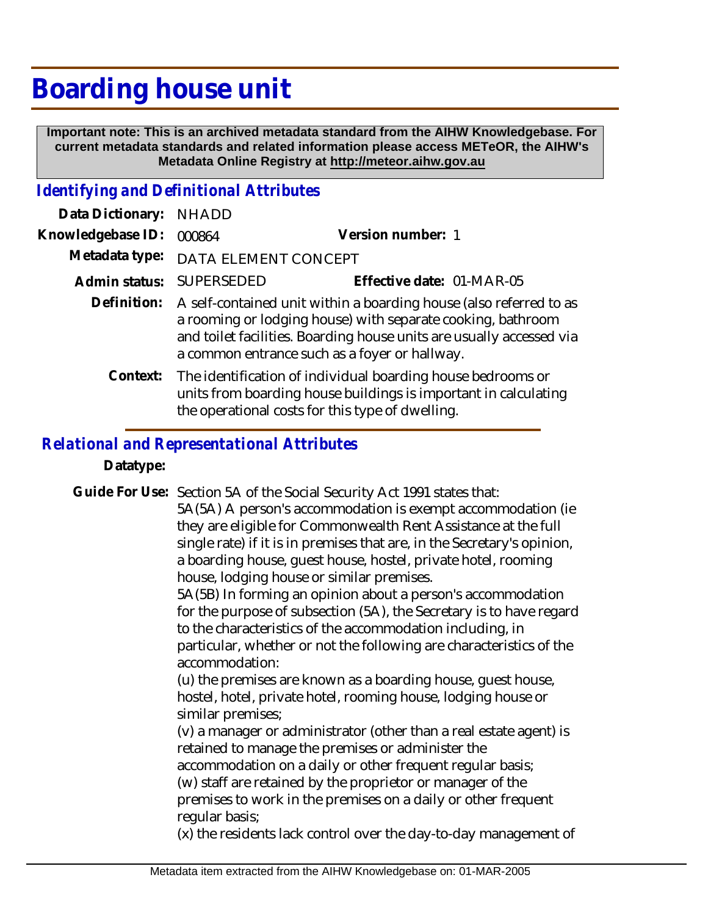# Boarding house unit

**Important note: This is an archived metadata standard from the AIHW Knowledgebase. For current metadata standards and related information please access METeOR, the AIHW's Metadata Online Registry at http://meteor.aihw.gov.au**

## *Identifying and Definitional Attributes*

**Data Dictionary:** NHADD

**Knowledgebase ID:** 000864

**Version number:** 1

**Metadata type:** DATA ELEMENT CONCEPT

**Admin status:** SUPERSEDED

**Effective date:** 01-MAR-05

**Definition:** A self-contained unit within a boarding house (also referred to as a rooming or lodging house) with separate cooking, bathroom and toilet facilities. Boarding house units are usually accessed via a common entrance such as a foyer or hallway.

**Context:** The identification of individual boarding house bedrooms or units from boarding house buildings is important in calculating the operational costs for this type of dwelling.

## *Relational and Representational Attributes*

**Datatype:**

**Guide For Use:** Section 5A of the Social Security Act 1991 states that:

5A(5A) A person's accommodation is exempt accommodation (ie they are eligible for Commonwealth Rent Assistance at the full single rate) if it is in premises that are, in the Secretary's opinion, a boarding house, guest house, hostel, private hotel, rooming house, lodging house or similar premises.

5A(5B) In forming an opinion about a person's accommodation for the purpose of subsection (5A), the Secretary is to have regard to the characteristics of the accommodation including, in particular, whether or not the following are characteristics of the accommodation:

(u) the premises are known as a boarding house, guest house, hostel, hotel, private hotel, rooming house, lodging house or similar premises;

(v) a manager or administrator (other than a real estate agent) is retained to manage the premises or administer the accommodation on a daily or other frequent regular basis;

(w) staff are retained by the proprietor or manager of the premises to work in the premises on a daily or other frequent regular basis;

(x) the residents lack control over the day-to-day management of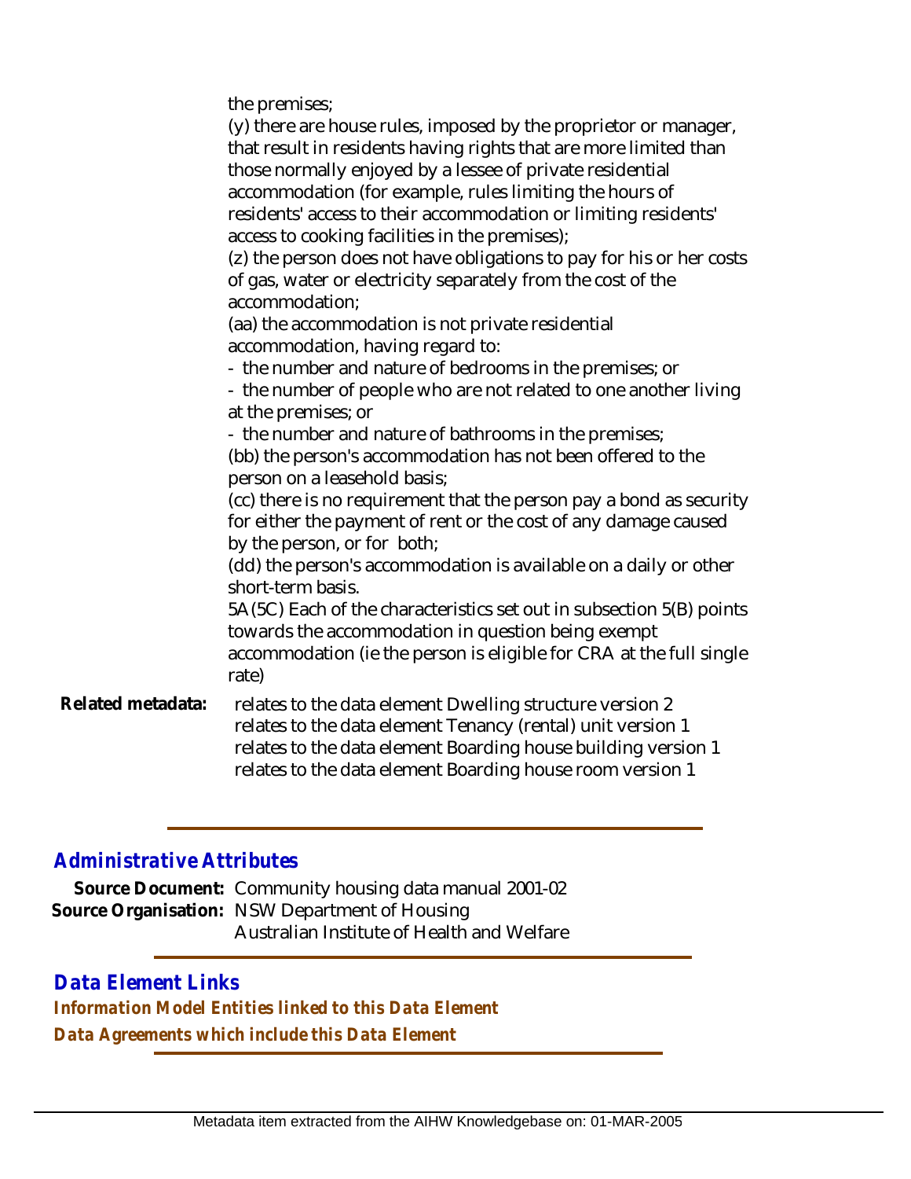the premises;

(y) there are house rules, imposed by the proprietor or manager, that result in residents having rights that are more limited than those normally enjoyed by a lessee of private residential accommodation (for example, rules limiting the hours of residents' access to their accommodation or limiting residents' access to cooking facilities in the premises);

(z) the person does not have obligations to pay for his or her costs of gas, water or electricity separately from the cost of the accommodation;

(aa) the accommodation is not private residential accommodation, having regard to:

- the number and nature of bedrooms in the premises; or
- the number of people who are not related to one another living at the premises; or
- the number and nature of bathrooms in the premises;

(bb) the person's accommodation has not been offered to the person on a leasehold basis;

(cc) there is no requirement that the person pay a bond as security for either the payment of rent or the cost of any damage caused by the person, or for both;

(dd) the person's accommodation is available on a daily or other short-term basis.

5A(5C) Each of the characteristics set out in subsection 5(B) points towards the accommodation in question being exempt accommodation (ie the person is eligible for CRA at the full single rate)

**Related metadata:** relates to the data element Dwelling structure version 2
relates to the data element Tenancy (rental) unit version 1
relates to the data element Boarding house building version 1
relates to the data element Boarding house room version 1

## Administrative Attributes

**Source Document:** Community housing data manual 2001-02
**Source Organisation:** NSW Department of Housing
Australian Institute of Health and Welfare

## Data Element Links

### Information Model Entities linked to this Data Element

### Data Agreements which include this Data Element

Metadata item extracted from the AIHW Knowledgebase on: 01-MAR-2005